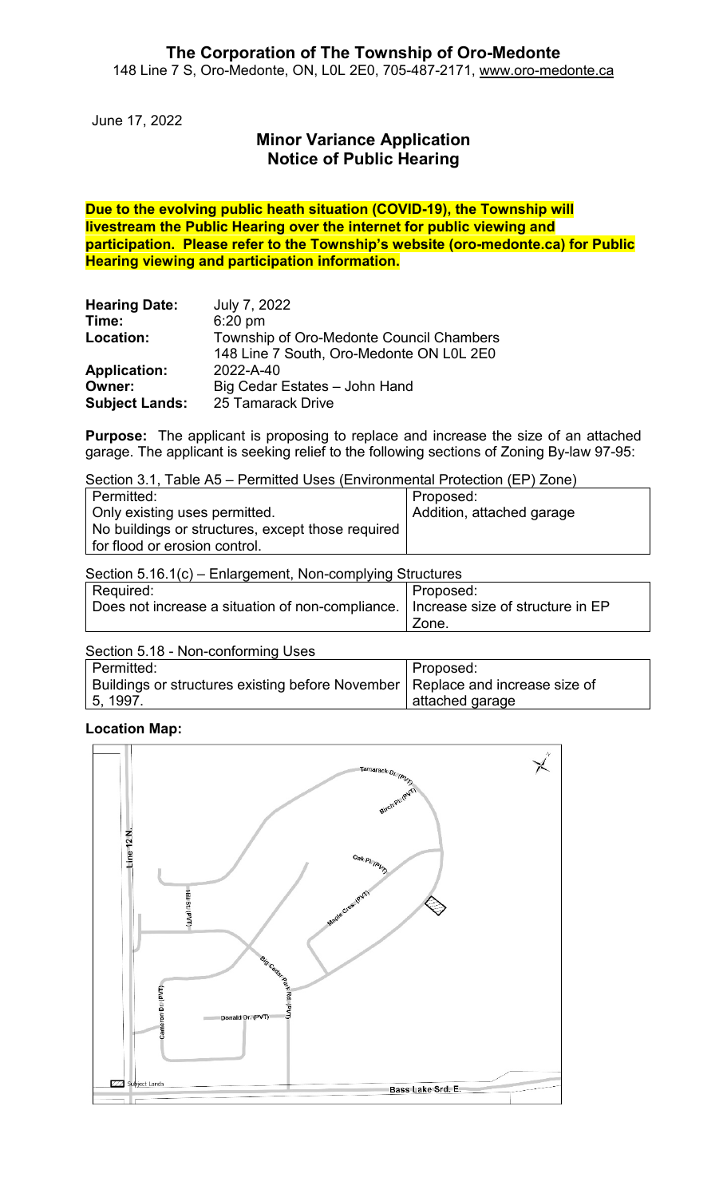# The Corporation of The Township of Oro-Medonte

148 Line 7 S, Oro-Medonte, ON, L0L 2E0, 705-487-2171, www.oro-medonte.ca

June 17, 2022

## Minor Variance Application
## Notice of Public Hearing

**Due to the evolving public heath situation (COVID-19), the Township will livestream the Public Hearing over the internet for public viewing and participation. Please refer to the Township's website (oro-medonte.ca) for Public Hearing viewing and participation information.**

| | |
|---|---|
| **Hearing Date:** | July 7, 2022 |
| **Time:** | 6:20 pm |
| **Location:** | Township of Oro-Medonte Council Chambers<br>148 Line 7 South, Oro-Medonte ON L0L 2E0 |
| **Application:** | 2022-A-40 |
| **Owner:** | Big Cedar Estates – John Hand |
| **Subject Lands:** | 25 Tamarack Drive |

**Purpose:** The applicant is proposing to replace and increase the size of an attached garage. The applicant is seeking relief to the following sections of Zoning By-law 97-95:

Section 3.1, Table A5 – Permitted Uses (Environmental Protection (EP) Zone)

| Permitted: | Proposed: |
|---|---|
| Only existing uses permitted.<br>No buildings or structures, except those required for flood or erosion control. | Addition, attached garage |

Section 5.16.1(c) – Enlargement, Non-complying Structures

| Required: | Proposed: |
|---|---|
| Does not increase a situation of non-compliance. | Increase size of structure in EP Zone. |

Section 5.18 - Non-conforming Uses

| Permitted: | Proposed: |
|---|---|
| Buildings or structures existing before November 5, 1997. | Replace and increase size of attached garage |

**Location Map:**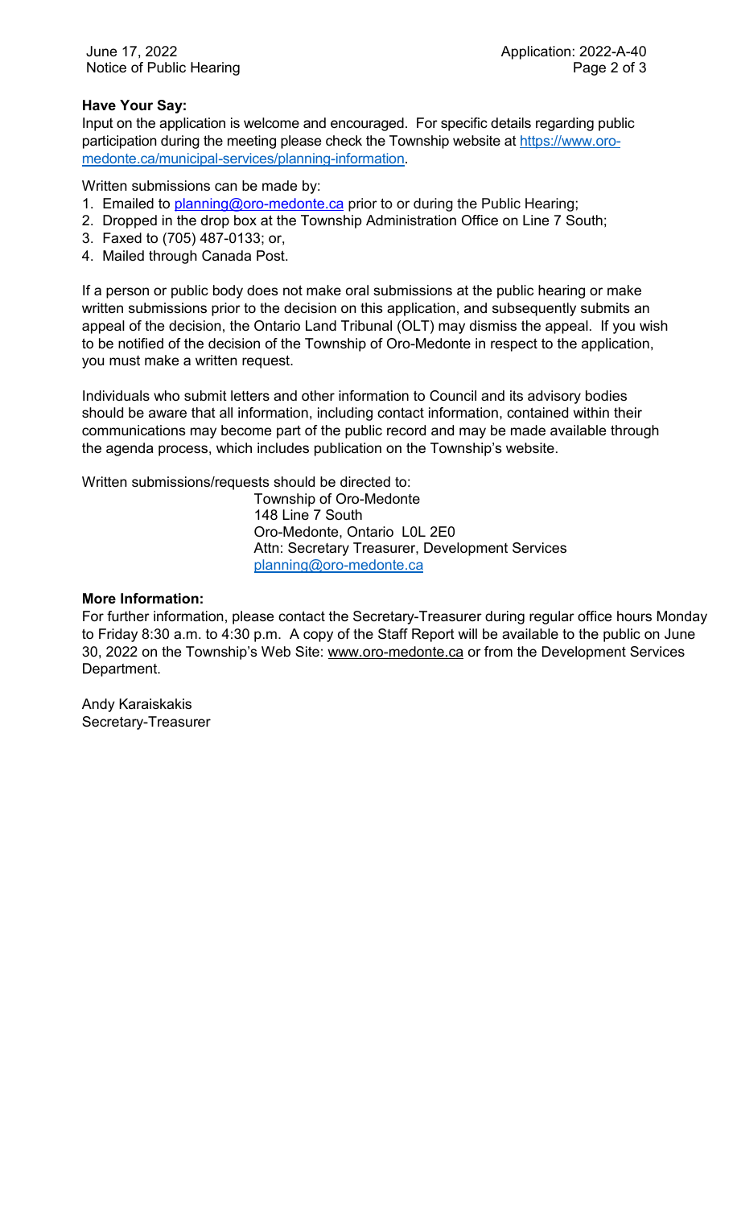**Have Your Say:**

Input on the application is welcome and encouraged. For specific details regarding public participation during the meeting please check the Township website at https://www.oro-medonte.ca/municipal-services/planning-information.

Written submissions can be made by:

1. Emailed to planning@oro-medonte.ca prior to or during the Public Hearing;
2. Dropped in the drop box at the Township Administration Office on Line 7 South;
3. Faxed to (705) 487-0133; or,
4. Mailed through Canada Post.

If a person or public body does not make oral submissions at the public hearing or make written submissions prior to the decision on this application, and subsequently submits an appeal of the decision, the Ontario Land Tribunal (OLT) may dismiss the appeal. If you wish to be notified of the decision of the Township of Oro-Medonte in respect to the application, you must make a written request.

Individuals who submit letters and other information to Council and its advisory bodies should be aware that all information, including contact information, contained within their communications may become part of the public record and may be made available through the agenda process, which includes publication on the Township's website.

Written submissions/requests should be directed to:

Township of Oro-Medonte
148 Line 7 South
Oro-Medonte, Ontario L0L 2E0
Attn: Secretary Treasurer, Development Services
planning@oro-medonte.ca

**More Information:**

For further information, please contact the Secretary-Treasurer during regular office hours Monday to Friday 8:30 a.m. to 4:30 p.m. A copy of the Staff Report will be available to the public on June 30, 2022 on the Township's Web Site: www.oro-medonte.ca or from the Development Services Department.

Andy Karaiskakis
Secretary-Treasurer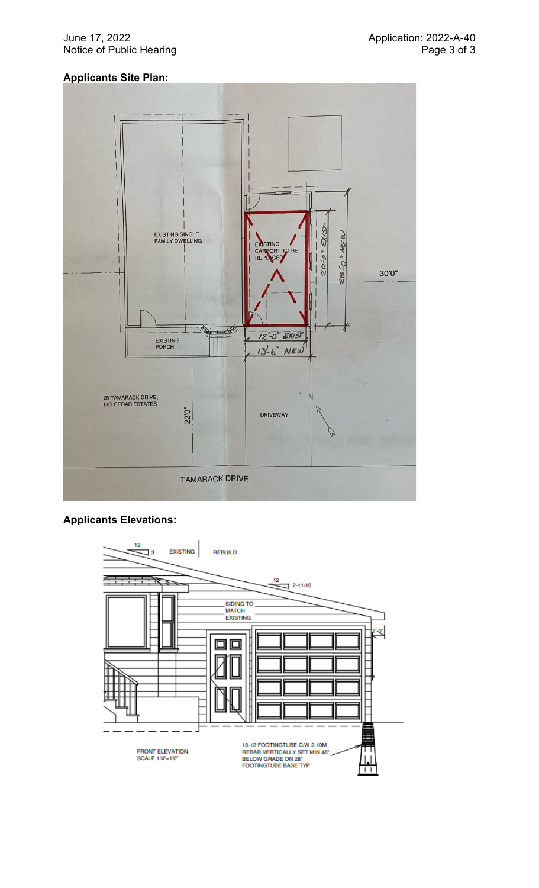**Applicants Site Plan:**

EXISTING SINGLE FAMILY DWELLING

EXISTING CARPORT TO BE REPLACED

20'-0" EXIST

28'-0" NEW

30'0"

12'-0" EXIST

13'-6" NEW

EXISTING PORCH

25 TAMARACK DRIVE, BIG CEDAR ESTATES

22'0"

DRIVEWAY

N

TAMARACK DRIVE

**Applicants Elevations:**

12

3

EXISTING

REBUILD

12

2-11/16

SIDING TO MATCH EXISTING

1'-0"

FRONT ELEVATION
SCALE 1/4"=1'0"

10-12 FOOTINGTUBE C/W 2-10M REBAR VERTICALLY SET MIN 48" BELOW GRADE ON 28" FOOTINGTUBE BASE TYP